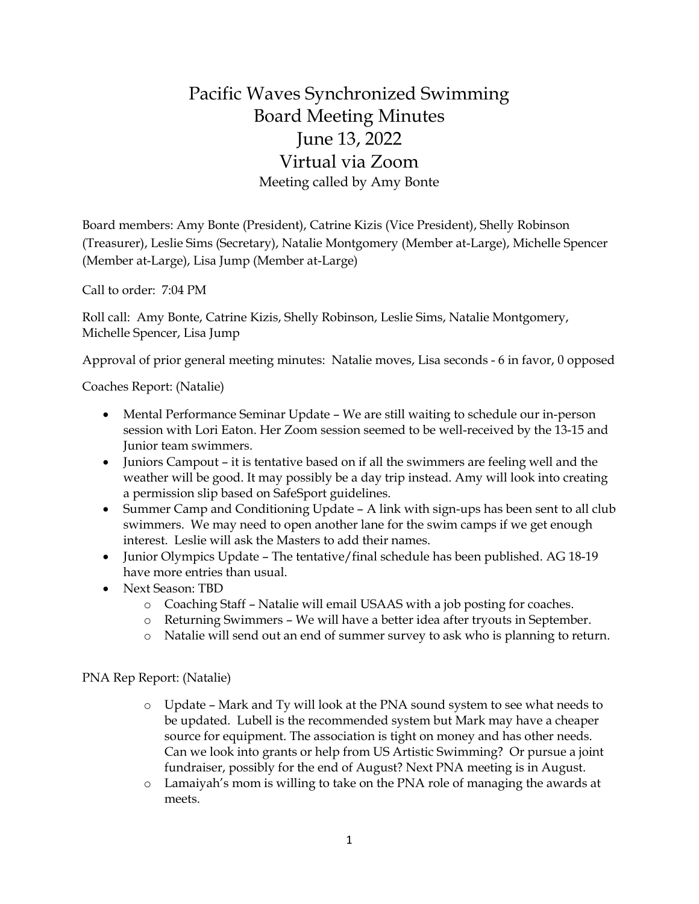# Pacific Waves Synchronized Swimming
# Board Meeting Minutes
# June 13, 2022
# Virtual via Zoom

Meeting called by Amy Bonte

Board members: Amy Bonte (President), Catrine Kizis (Vice President), Shelly Robinson (Treasurer), Leslie Sims (Secretary), Natalie Montgomery (Member at-Large), Michelle Spencer (Member at-Large), Lisa Jump (Member at-Large)

Call to order: 7:04 PM

Roll call: Amy Bonte, Catrine Kizis, Shelly Robinson, Leslie Sims, Natalie Montgomery, Michelle Spencer, Lisa Jump

Approval of prior general meeting minutes: Natalie moves, Lisa seconds - 6 in favor, 0 opposed

Coaches Report: (Natalie)

- Mental Performance Seminar Update – We are still waiting to schedule our in-person session with Lori Eaton. Her Zoom session seemed to be well-received by the 13-15 and Junior team swimmers.
- Juniors Campout – it is tentative based on if all the swimmers are feeling well and the weather will be good. It may possibly be a day trip instead. Amy will look into creating a permission slip based on SafeSport guidelines.
- Summer Camp and Conditioning Update – A link with sign-ups has been sent to all club swimmers. We may need to open another lane for the swim camps if we get enough interest. Leslie will ask the Masters to add their names.
- Junior Olympics Update – The tentative/final schedule has been published. AG 18-19 have more entries than usual.
- Next Season: TBD
  - Coaching Staff – Natalie will email USAAS with a job posting for coaches.
  - Returning Swimmers – We will have a better idea after tryouts in September.
  - Natalie will send out an end of summer survey to ask who is planning to return.

PNA Rep Report: (Natalie)

- Update – Mark and Ty will look at the PNA sound system to see what needs to be updated. Lubell is the recommended system but Mark may have a cheaper source for equipment. The association is tight on money and has other needs. Can we look into grants or help from US Artistic Swimming? Or pursue a joint fundraiser, possibly for the end of August? Next PNA meeting is in August.
- Lamaiyah's mom is willing to take on the PNA role of managing the awards at meets.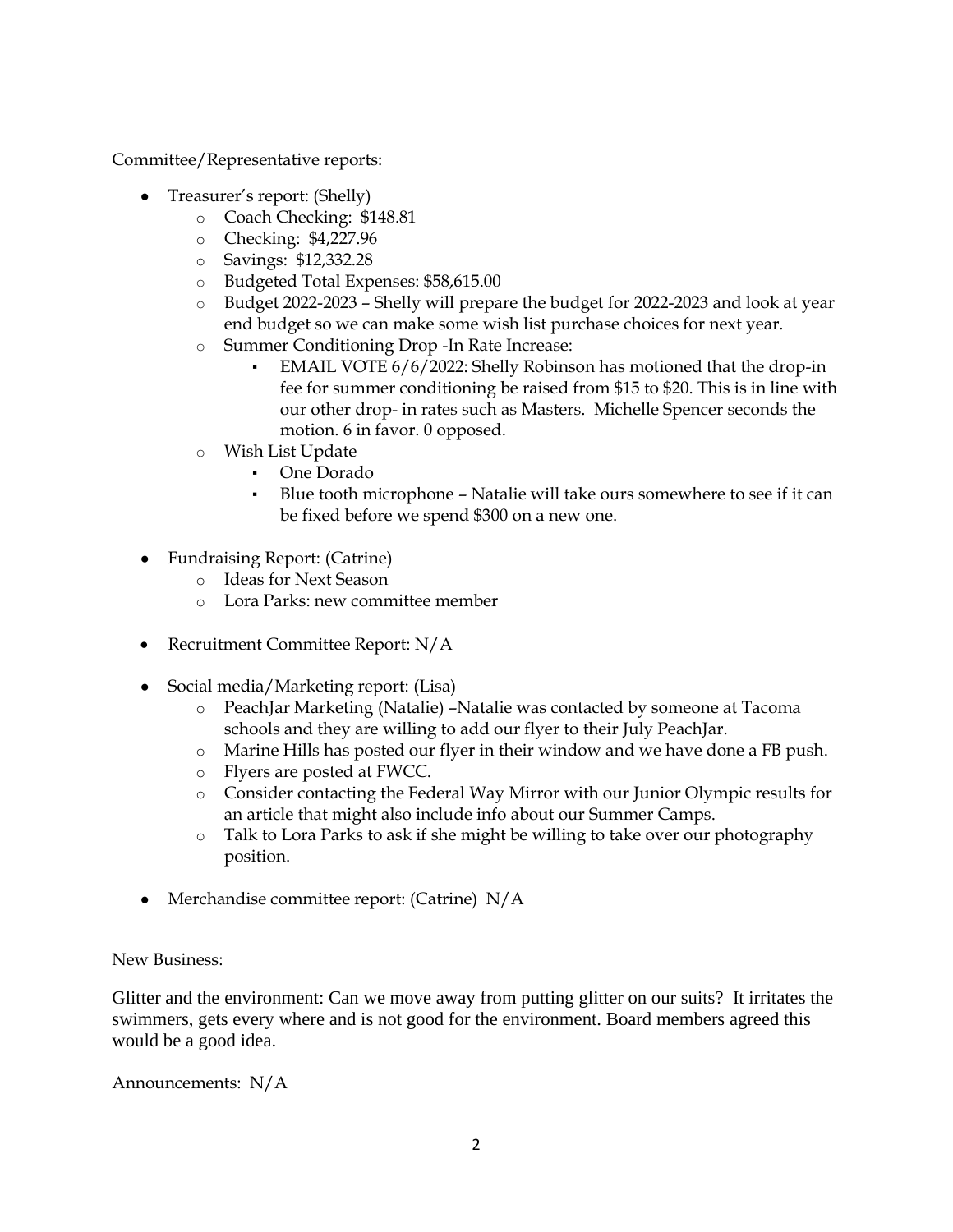Committee/Representative reports:

- Treasurer's report: (Shelly)
    - Coach Checking: $148.81
    - Checking: $4,227.96
    - Savings: $12,332.28
    - Budgeted Total Expenses: $58,615.00
    - Budget 2022-2023 – Shelly will prepare the budget for 2022-2023 and look at year end budget so we can make some wish list purchase choices for next year.
    - Summer Conditioning Drop -In Rate Increase:
        - EMAIL VOTE 6/6/2022: Shelly Robinson has motioned that the drop-in fee for summer conditioning be raised from $15 to $20. This is in line with our other drop- in rates such as Masters. Michelle Spencer seconds the motion. 6 in favor. 0 opposed.
    - Wish List Update
        - One Dorado
        - Blue tooth microphone – Natalie will take ours somewhere to see if it can be fixed before we spend $300 on a new one.

- Fundraising Report: (Catrine)
    - Ideas for Next Season
    - Lora Parks: new committee member

- Recruitment Committee Report: N/A

- Social media/Marketing report: (Lisa)
    - PeachJar Marketing (Natalie) –Natalie was contacted by someone at Tacoma schools and they are willing to add our flyer to their July PeachJar.
    - Marine Hills has posted our flyer in their window and we have done a FB push.
    - Flyers are posted at FWCC.
    - Consider contacting the Federal Way Mirror with our Junior Olympic results for an article that might also include info about our Summer Camps.
    - Talk to Lora Parks to ask if she might be willing to take over our photography position.

- Merchandise committee report: (Catrine) N/A

New Business:

Glitter and the environment: Can we move away from putting glitter on our suits? It irritates the swimmers, gets every where and is not good for the environment. Board members agreed this would be a good idea.

Announcements: N/A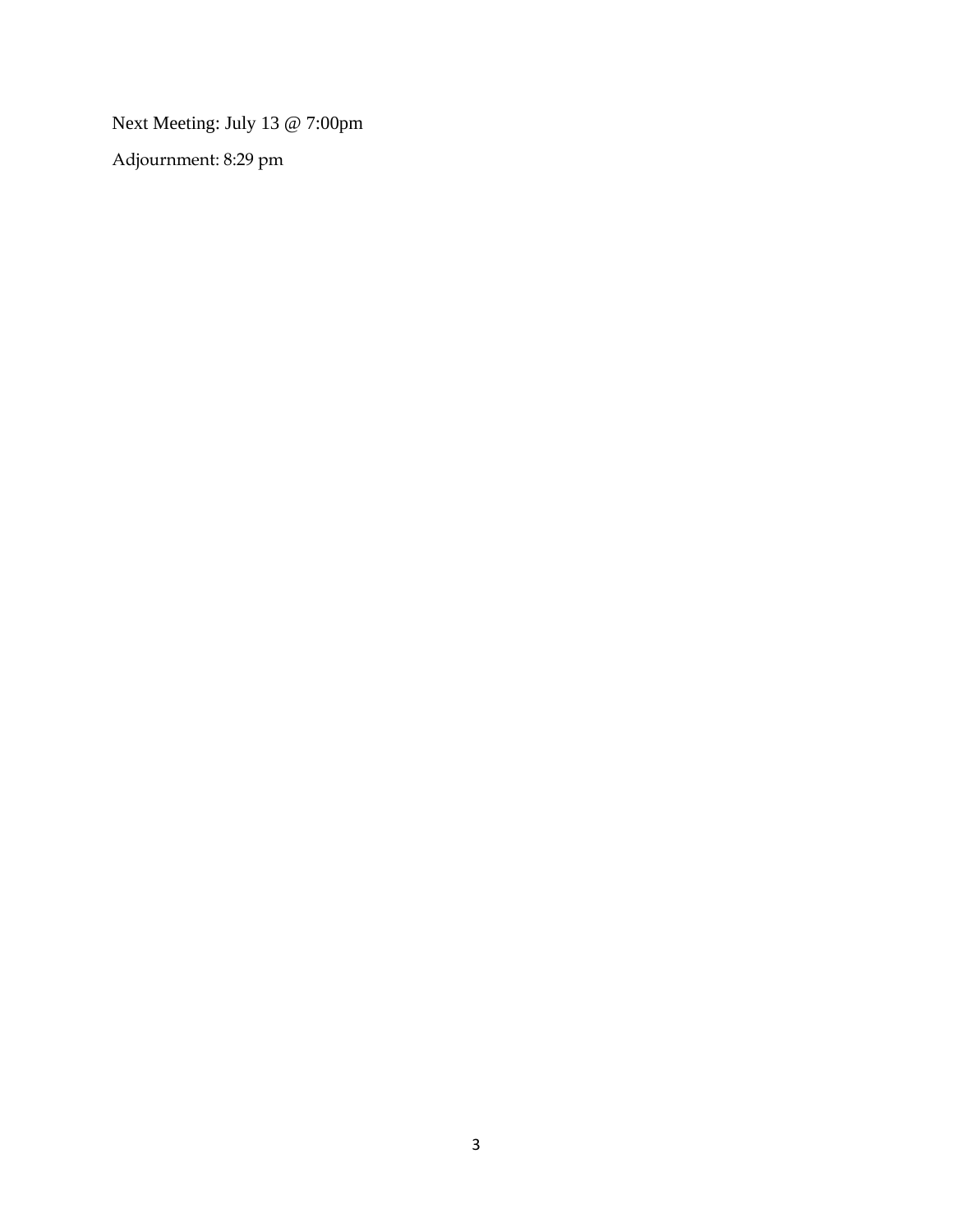Next Meeting: July 13 @ 7:00pm

Adjournment: 8:29 pm